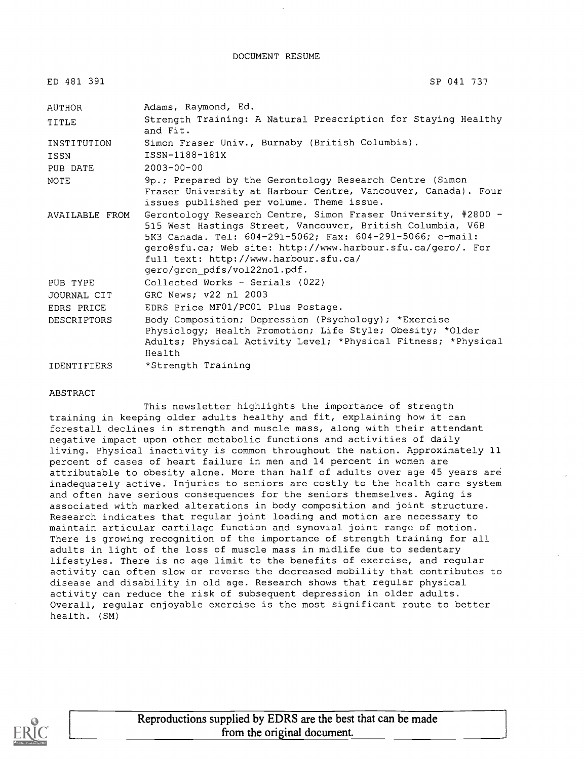DOCUMENT RESUME

| | |
|---|---|
| ED 481 391 | SP 041 737 |
| AUTHOR | Adams, Raymond, Ed. |
| TITLE | Strength Training: A Natural Prescription for Staying Healthy and Fit. |
| INSTITUTION | Simon Fraser Univ., Burnaby (British Columbia). |
| ISSN | ISSN-1188-181X |
| PUB DATE | 2003-00-00 |
| NOTE | 9p.; Prepared by the Gerontology Research Centre (Simon Fraser University at Harbour Centre, Vancouver, Canada). Four issues published per volume. Theme issue. |
| AVAILABLE FROM | Gerontology Research Centre, Simon Fraser University, #2800 - 515 West Hastings Street, Vancouver, British Columbia, V6B 5K3 Canada. Tel: 604-291-5062; Fax: 604-291-5066; e-mail: gero@sfu.ca; Web site: http://www.harbour.sfu.ca/gero/. For full text: http://www.harbour.sfu.ca/gero/grcn_pdfs/vol22no1.pdf. |
| PUB TYPE | Collected Works - Serials (022) |
| JOURNAL CIT | GRC News; v22 n1 2003 |
| EDRS PRICE | EDRS Price MF01/PC01 Plus Postage. |
| DESCRIPTORS | Body Composition; Depression (Psychology); *Exercise Physiology; Health Promotion; Life Style; Obesity; *Older Adults; Physical Activity Level; *Physical Fitness; *Physical Health |
| IDENTIFIERS | *Strength Training |

ABSTRACT

This newsletter highlights the importance of strength training in keeping older adults healthy and fit, explaining how it can forestall declines in strength and muscle mass, along with their attendant negative impact upon other metabolic functions and activities of daily living. Physical inactivity is common throughout the nation. Approximately 11 percent of cases of heart failure in men and 14 percent in women are attributable to obesity alone. More than half of adults over age 45 years are inadequately active. Injuries to seniors are costly to the health care system and often have serious consequences for the seniors themselves. Aging is associated with marked alterations in body composition and joint structure. Research indicates that regular joint loading and motion are necessary to maintain articular cartilage function and synovial joint range of motion. There is growing recognition of the importance of strength training for all adults in light of the loss of muscle mass in midlife due to sedentary lifestyles. There is no age limit to the benefits of exercise, and regular activity can often slow or reverse the decreased mobility that contributes to disease and disability in old age. Research shows that regular physical activity can reduce the risk of subsequent depression in older adults. Overall, regular enjoyable exercise is the most significant route to better health. (SM)

Reproductions supplied by EDRS are the best that can be made from the original document.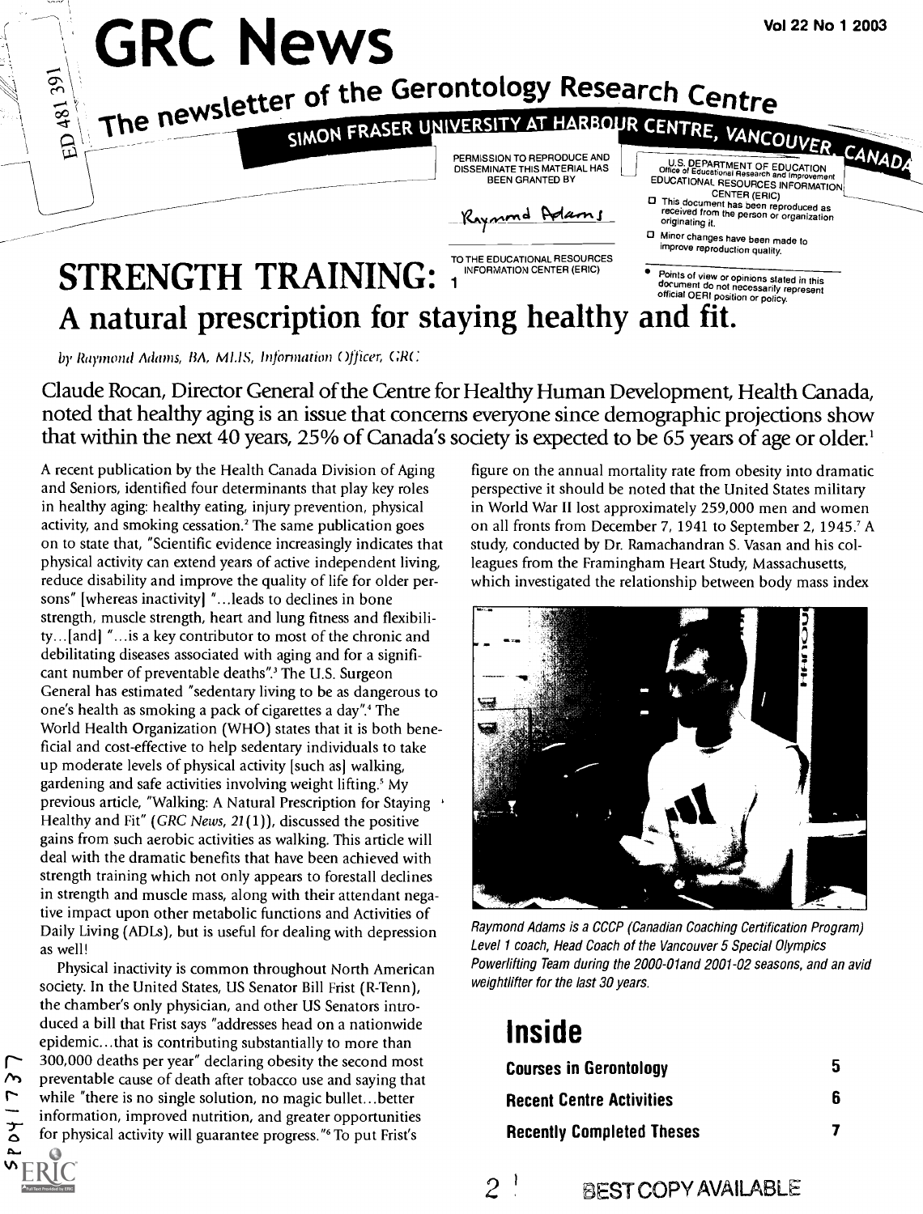# GRC News

## The newsletter of the Gerontology Research Centre

SIMON FRASER UNIVERSITY AT HARBOUR CENTRE, VANCOUVER, CANADA

# STRENGTH TRAINING: A natural prescription for staying healthy and fit.

*by Raymond Adams, BA, MLIS, Information Officer, GRC*

Claude Rocan, Director General of the Centre for Healthy Human Development, Health Canada, noted that healthy aging is an issue that concerns everyone since demographic projections show that within the next 40 years, 25% of Canada's society is expected to be 65 years of age or older.[1]

A recent publication by the Health Canada Division of Aging and Seniors, identified four determinants that play key roles in healthy aging: healthy eating, injury prevention, physical activity, and smoking cessation.[2] The same publication goes on to state that, "Scientific evidence increasingly indicates that physical activity can extend years of active independent living, reduce disability and improve the quality of life for older persons" [whereas inactivity] "...leads to declines in bone strength, muscle strength, heart and lung fitness and flexibility...[and] "...is a key contributor to most of the chronic and debilitating diseases associated with aging and for a significant number of preventable deaths".[3] The U.S. Surgeon General has estimated "sedentary living to be as dangerous to one's health as smoking a pack of cigarettes a day".[4] The World Health Organization (WHO) states that it is both beneficial and cost-effective to help sedentary individuals to take up moderate levels of physical activity [such as] walking, gardening and safe activities involving weight lifting.[5] My previous article, "Walking: A Natural Prescription for Staying Healthy and Fit" (*GRC News, 21*(1)), discussed the positive gains from such aerobic activities as walking. This article will deal with the dramatic benefits that have been achieved with strength training which not only appears to forestall declines in strength and muscle mass, along with their attendant negative impact upon other metabolic functions and Activities of Daily Living (ADLs), but is useful for dealing with depression as well!

Physical inactivity is common throughout North American society. In the United States, US Senator Bill Frist (R-Tenn), the chamber's only physician, and other US Senators introduced a bill that Frist says "addresses head on a nationwide epidemic...that is contributing substantially to more than 300,000 deaths per year" declaring obesity the second most preventable cause of death after tobacco use and saying that while "there is no single solution, no magic bullet...better information, improved nutrition, and greater opportunities for physical activity will guarantee progress."[6] To put Frist's figure on the annual mortality rate from obesity into dramatic perspective it should be noted that the United States military in World War II lost approximately 259,000 men and women on all fronts from December 7, 1941 to September 2, 1945.[7] A study, conducted by Dr. Ramachandran S. Vasan and his colleagues from the Framingham Heart Study, Massachusetts, which investigated the relationship between body mass index

*Raymond Adams is a CCCP (Canadian Coaching Certification Program) Level 1 coach, Head Coach of the Vancouver 5 Special Olympics Powerlifting Team during the 2000-01and 2001-02 seasons, and an avid weightlifter for the last 30 years.*

## Inside

| | |
|---|---|
| **Courses in Gerontology** | **5** |
| **Recent Centre Activities** | **6** |
| **Recently Completed Theses** | **7** |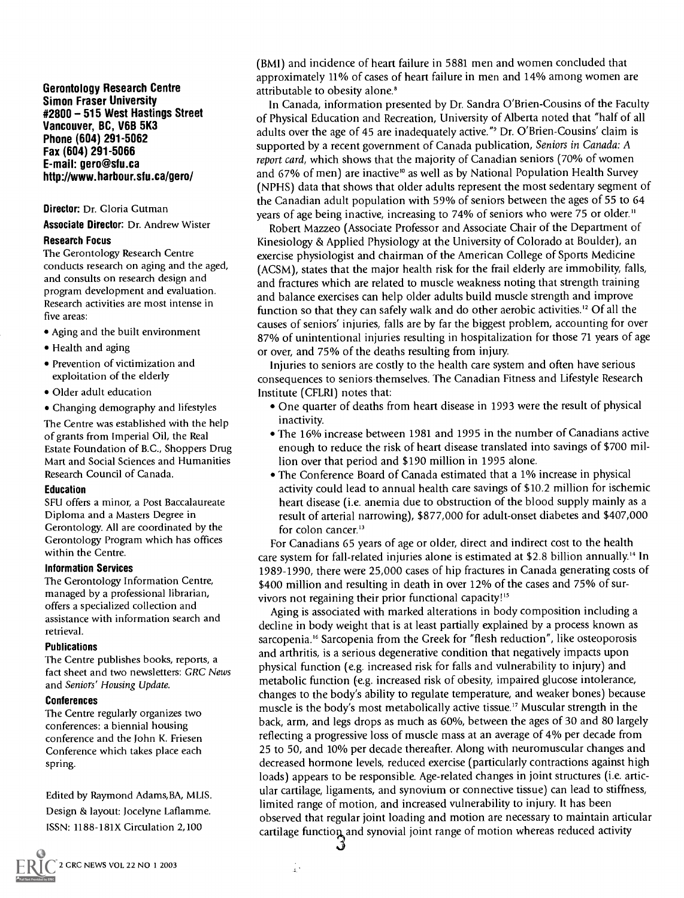**Gerontology Research Centre**
**Simon Fraser University**
**#2800 – 515 West Hastings Street**
**Vancouver, BC, V6B 5K3**
**Phone (604) 291-5062**
**Fax (604) 291-5066**
**E-mail: gero@sfu.ca**
**http://www.harbour.sfu.ca/gero/**

**Director:** Dr. Gloria Gutman

**Associate Director:** Dr. Andrew Wister

### Research Focus

The Gerontology Research Centre conducts research on aging and the aged, and consults on research design and program development and evaluation. Research activities are most intense in five areas:

- Aging and the built environment
- Health and aging
- Prevention of victimization and exploitation of the elderly
- Older adult education
- Changing demography and lifestyles

The Centre was established with the help of grants from Imperial Oil, the Real Estate Foundation of B.C., Shoppers Drug Mart and Social Sciences and Humanities Research Council of Canada.

### Education

SFU offers a minor, a Post Baccalaureate Diploma and a Masters Degree in Gerontology. All are coordinated by the Gerontology Program which has offices within the Centre.

### Information Services

The Gerontology Information Centre, managed by a professional librarian, offers a specialized collection and assistance with information search and retrieval.

### Publications

The Centre publishes books, reports, a fact sheet and two newsletters: *GRC News* and *Seniors' Housing Update.*

### Conferences

The Centre regularly organizes two conferences: a biennial housing conference and the John K. Friesen Conference which takes place each spring.

Edited by Raymond Adams, BA, MLIS.
Design & layout: Jocelyne Laflamme.
ISSN: 1188-181X Circulation 2,100

(BMI) and incidence of heart failure in 5881 men and women concluded that approximately 11% of cases of heart failure in men and 14% among women are attributable to obesity alone.[8]

In Canada, information presented by Dr. Sandra O'Brien-Cousins of the Faculty of Physical Education and Recreation, University of Alberta noted that "half of all adults over the age of 45 are inadequately active."[9] Dr. O'Brien-Cousins' claim is supported by a recent government of Canada publication, *Seniors in Canada: A report card*, which shows that the majority of Canadian seniors (70% of women and 67% of men) are inactive[10] as well as by National Population Health Survey (NPHS) data that shows that older adults represent the most sedentary segment of the Canadian adult population with 59% of seniors between the ages of 55 to 64 years of age being inactive, increasing to 74% of seniors who were 75 or older.[11]

Robert Mazzeo (Associate Professor and Associate Chair of the Department of Kinesiology & Applied Physiology at the University of Colorado at Boulder), an exercise physiologist and chairman of the American College of Sports Medicine (ACSM), states that the major health risk for the frail elderly are immobility, falls, and fractures which are related to muscle weakness noting that strength training and balance exercises can help older adults build muscle strength and improve function so that they can safely walk and do other aerobic activities.[12] Of all the causes of seniors' injuries, falls are by far the biggest problem, accounting for over 87% of unintentional injuries resulting in hospitalization for those 71 years of age or over, and 75% of the deaths resulting from injury.

Injuries to seniors are costly to the health care system and often have serious consequences to seniors themselves. The Canadian Fitness and Lifestyle Research Institute (CFLRI) notes that:

- One quarter of deaths from heart disease in 1993 were the result of physical inactivity.
- The 16% increase between 1981 and 1995 in the number of Canadians active enough to reduce the risk of heart disease translated into savings of $700 million over that period and $190 million in 1995 alone.
- The Conference Board of Canada estimated that a 1% increase in physical activity could lead to annual health care savings of $10.2 million for ischemic heart disease (i.e. anemia due to obstruction of the blood supply mainly as a result of arterial narrowing), $877,000 for adult-onset diabetes and $407,000 for colon cancer.[13]

For Canadians 65 years of age or older, direct and indirect cost to the health care system for fall-related injuries alone is estimated at $2.8 billion annually.[14] In 1989-1990, there were 25,000 cases of hip fractures in Canada generating costs of $400 million and resulting in death in over 12% of the cases and 75% of survivors not regaining their prior functional capacity![15]

Aging is associated with marked alterations in body composition including a decline in body weight that is at least partially explained by a process known as sarcopenia.[16] Sarcopenia from the Greek for "flesh reduction", like osteoporosis and arthritis, is a serious degenerative condition that negatively impacts upon physical function (e.g. increased risk for falls and vulnerability to injury) and metabolic function (e.g. increased risk of obesity, impaired glucose intolerance, changes to the body's ability to regulate temperature, and weaker bones) because muscle is the body's most metabolically active tissue.[17] Muscular strength in the back, arm, and legs drops as much as 60%, between the ages of 30 and 80 largely reflecting a progressive loss of muscle mass at an average of 4% per decade from 25 to 50, and 10% per decade thereafter. Along with neuromuscular changes and decreased hormone levels, reduced exercise (particularly contractions against high loads) appears to be responsible. Age-related changes in joint structures (i.e. articular cartilage, ligaments, and synovium or connective tissue) can lead to stiffness, limited range of motion, and increased vulnerability to injury. It has been observed that regular joint loading and motion are necessary to maintain articular cartilage function and synovial joint range of motion whereas reduced activity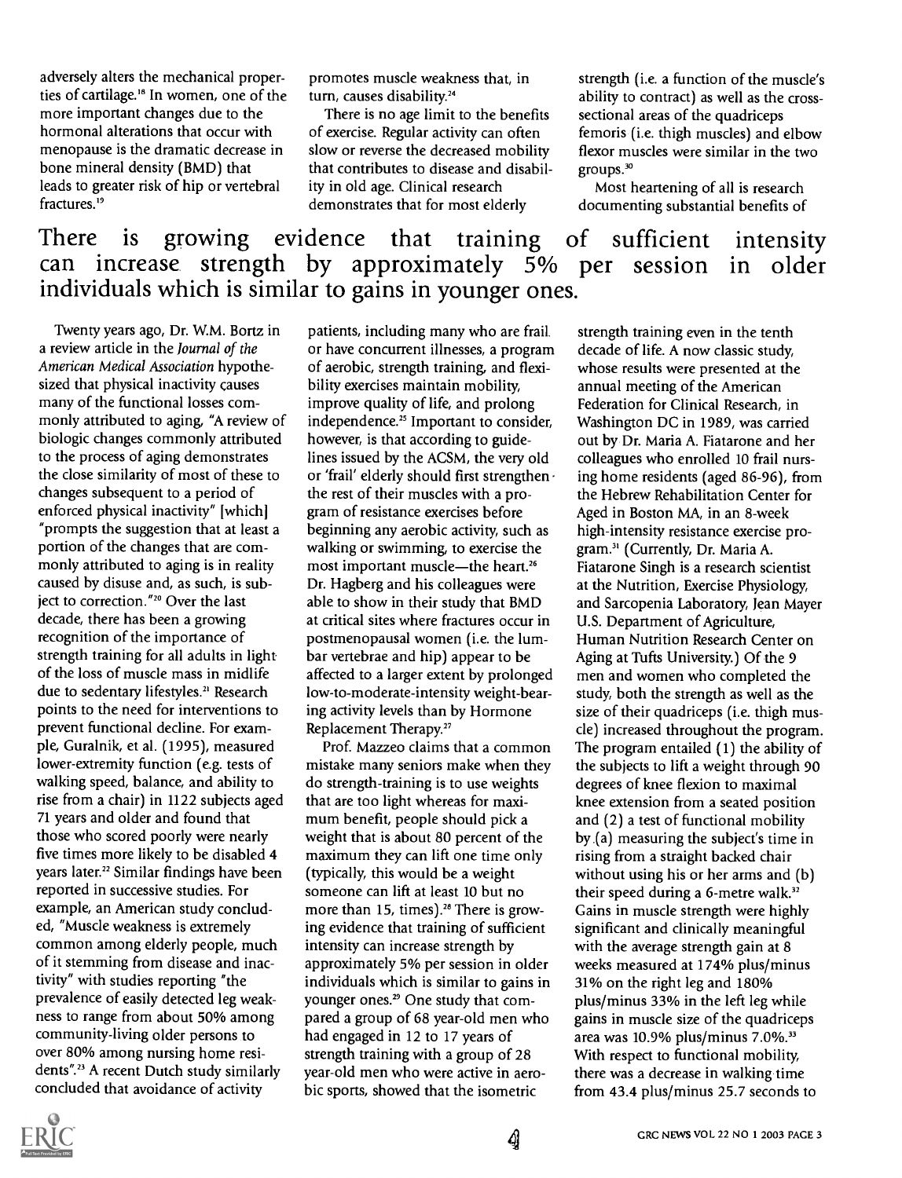adversely alters the mechanical properties of cartilage.[18] In women, one of the more important changes due to the hormonal alterations that occur with menopause is the dramatic decrease in bone mineral density (BMD) that leads to greater risk of hip or vertebral fractures.[19]

promotes muscle weakness that, in turn, causes disability.[24]

There is no age limit to the benefits of exercise. Regular activity can often slow or reverse the decreased mobility that contributes to disease and disability in old age. Clinical research demonstrates that for most elderly

strength (i.e. a function of the muscle's ability to contract) as well as the cross-sectional areas of the quadriceps femoris (i.e. thigh muscles) and elbow flexor muscles were similar in the two groups.[30]

Most heartening of all is research documenting substantial benefits of

## There is growing evidence that training of sufficient intensity can increase strength by approximately 5% per session in older individuals which is similar to gains in younger ones.

Twenty years ago, Dr. W.M. Bortz in a review article in the *Journal of the American Medical Association* hypothesized that physical inactivity causes many of the functional losses commonly attributed to aging, "A review of biologic changes commonly attributed to the process of aging demonstrates the close similarity of most of these to changes subsequent to a period of enforced physical inactivity" [which] "prompts the suggestion that at least a portion of the changes that are commonly attributed to aging is in reality caused by disuse and, as such, is subject to correction."[20] Over the last decade, there has been a growing recognition of the importance of strength training for all adults in light of the loss of muscle mass in midlife due to sedentary lifestyles.[21] Research points to the need for interventions to prevent functional decline. For example, Guralnik, et al. (1995), measured lower-extremity function (e.g. tests of walking speed, balance, and ability to rise from a chair) in 1122 subjects aged 71 years and older and found that those who scored poorly were nearly five times more likely to be disabled 4 years later.[22] Similar findings have been reported in successive studies. For example, an American study concluded, "Muscle weakness is extremely common among elderly people, much of it stemming from disease and inactivity" with studies reporting "the prevalence of easily detected leg weakness to range from about 50% among community-living older persons to over 80% among nursing home residents".[23] A recent Dutch study similarly concluded that avoidance of activity

patients, including many who are frail or have concurrent illnesses, a program of aerobic, strength training, and flexibility exercises maintain mobility, improve quality of life, and prolong independence.[25] Important to consider, however, is that according to guidelines issued by the ACSM, the very old or 'frail' elderly should first strengthen the rest of their muscles with a program of resistance exercises before beginning any aerobic activity, such as walking or swimming, to exercise the most important muscle—the heart.[26] Dr. Hagberg and his colleagues were able to show in their study that BMD at critical sites where fractures occur in postmenopausal women (i.e. the lumbar vertebrae and hip) appear to be affected to a larger extent by prolonged low-to-moderate-intensity weight-bearing activity levels than by Hormone Replacement Therapy.[27]

Prof. Mazzeo claims that a common mistake many seniors make when they do strength-training is to use weights that are too light whereas for maximum benefit, people should pick a weight that is about 80 percent of the maximum they can lift one time only (typically, this would be a weight someone can lift at least 10 but no more than 15, times).[28] There is growing evidence that training of sufficient intensity can increase strength by approximately 5% per session in older individuals which is similar to gains in younger ones.[29] One study that compared a group of 68 year-old men who had engaged in 12 to 17 years of strength training with a group of 28 year-old men who were active in aerobic sports, showed that the isometric

strength training even in the tenth decade of life. A now classic study, whose results were presented at the annual meeting of the American Federation for Clinical Research, in Washington DC in 1989, was carried out by Dr. Maria A. Fiatarone and her colleagues who enrolled 10 frail nursing home residents (aged 86-96), from the Hebrew Rehabilitation Center for Aged in Boston MA, in an 8-week high-intensity resistance exercise program.[31] (Currently, Dr. Maria A. Fiatarone Singh is a research scientist at the Nutrition, Exercise Physiology, and Sarcopenia Laboratory, Jean Mayer U.S. Department of Agriculture, Human Nutrition Research Center on Aging at Tufts University.) Of the 9 men and women who completed the study, both the strength as well as the size of their quadriceps (i.e. thigh muscle) increased throughout the program. The program entailed (1) the ability of the subjects to lift a weight through 90 degrees of knee flexion to maximal knee extension from a seated position and (2) a test of functional mobility by (a) measuring the subject's time in rising from a straight backed chair without using his or her arms and (b) their speed during a 6-metre walk.[32] Gains in muscle strength were highly significant and clinically meaningful with the average strength gain at 8 weeks measured at 174% plus/minus 31% on the right leg and 180% plus/minus 33% in the left leg while gains in muscle size of the quadriceps area was 10.9% plus/minus 7.0%.[33] With respect to functional mobility, there was a decrease in walking time from 43.4 plus/minus 25.7 seconds to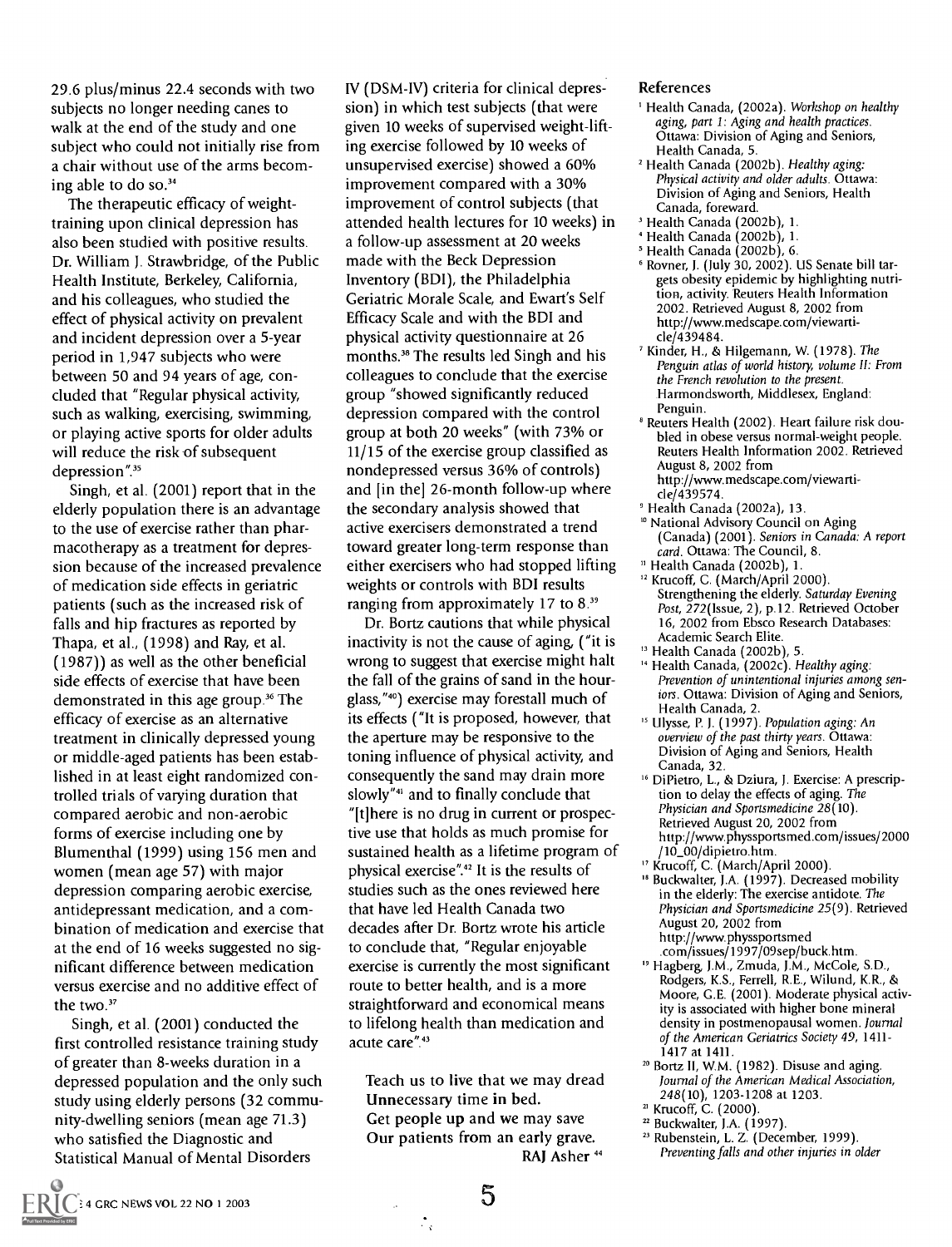29.6 plus/minus 22.4 seconds with two subjects no longer needing canes to walk at the end of the study and one subject who could not initially rise from a chair without use of the arms becoming able to do so.[34]

The therapeutic efficacy of weight-training upon clinical depression has also been studied with positive results. Dr. William J. Strawbridge, of the Public Health Institute, Berkeley, California, and his colleagues, who studied the effect of physical activity on prevalent and incident depression over a 5-year period in 1,947 subjects who were between 50 and 94 years of age, concluded that "Regular physical activity, such as walking, exercising, swimming, or playing active sports for older adults will reduce the risk of subsequent depression".[35]

Singh, et al. (2001) report that in the elderly population there is an advantage to the use of exercise rather than pharmacotherapy as a treatment for depression because of the increased prevalence of medication side effects in geriatric patients (such as the increased risk of falls and hip fractures as reported by Thapa, et al., (1998) and Ray, et al. (1987)) as well as the other beneficial side effects of exercise that have been demonstrated in this age group.[36] The efficacy of exercise as an alternative treatment in clinically depressed young or middle-aged patients has been established in at least eight randomized controlled trials of varying duration that compared aerobic and non-aerobic forms of exercise including one by Blumenthal (1999) using 156 men and women (mean age 57) with major depression comparing aerobic exercise, antidepressant medication, and a combination of medication and exercise that at the end of 16 weeks suggested no significant difference between medication versus exercise and no additive effect of the two.[37]

Singh, et al. (2001) conducted the first controlled resistance training study of greater than 8-weeks duration in a depressed population and the only such study using elderly persons (32 community-dwelling seniors (mean age 71.3) who satisfied the Diagnostic and Statistical Manual of Mental Disorders IV (DSM-IV) criteria for clinical depression) in which test subjects (that were given 10 weeks of supervised weight-lifting exercise followed by 10 weeks of unsupervised exercise) showed a 60% improvement compared with a 30% improvement of control subjects (that attended health lectures for 10 weeks) in a follow-up assessment at 20 weeks made with the Beck Depression Inventory (BDI), the Philadelphia Geriatric Morale Scale, and Ewart's Self Efficacy Scale and with the BDI and physical activity questionnaire at 26 months.[38] The results led Singh and his colleagues to conclude that the exercise group "showed significantly reduced depression compared with the control group at both 20 weeks" (with 73% or 11/15 of the exercise group classified as nondepressed versus 36% of controls) and [in the] 26-month follow-up where the secondary analysis showed that active exercisers demonstrated a trend toward greater long-term response than either exercisers who had stopped lifting weights or controls with BDI results ranging from approximately 17 to 8.[39]

Dr. Bortz cautions that while physical inactivity is not the cause of aging, ("it is wrong to suggest that exercise might halt the fall of the grains of sand in the hourglass,"[40]) exercise may forestall much of its effects ("It is proposed, however, that the aperture may be responsive to the toning influence of physical activity, and consequently the sand may drain more slowly"[41] and to finally conclude that "[t]here is no drug in current or prospective use that holds as much promise for sustained health as a lifetime program of physical exercise".[42] It is the results of studies such as the ones reviewed here that have led Health Canada two decades after Dr. Bortz wrote his article to conclude that, "Regular enjoyable exercise is currently the most significant route to better health, and is a more straightforward and economical means to lifelong health than medication and acute care".[43]

> Teach us to live that we may dread
> Unnecessary time in bed.
> Get people up and we may save
> Our patients from an early grave.
>
> RAJ Asher [44]

## References

1. Health Canada, (2002a). *Workshop on healthy aging, part 1: Aging and health practices.* Ottawa: Division of Aging and Seniors, Health Canada, 5.
2. Health Canada (2002b). *Healthy aging: Physical activity and older adults.* Ottawa: Division of Aging and Seniors, Health Canada, foreward.
3. Health Canada (2002b), 1.
4. Health Canada (2002b), 1.
5. Health Canada (2002b), 6.
6. Rovner, J. (July 30, 2002). US Senate bill targets obesity epidemic by highlighting nutrition, activity. Reuters Health Information 2002. Retrieved August 8, 2002 from http://www.medscape.com/viewarticle/439484.
7. Kinder, H., & Hilgemann, W. (1978). *The Penguin atlas of world history, volume II: From the French revolution to the present.* Harmondsworth, Middlesex, England: Penguin.
8. Reuters Health (2002). Heart failure risk doubled in obese versus normal-weight people. Reuters Health Information 2002. Retrieved August 8, 2002 from http://www.medscape.com/viewarticle/439574.
9. Health Canada (2002a), 13.
10. National Advisory Council on Aging (Canada) (2001). *Seniors in Canada: A report card.* Ottawa: The Council, 8.
11. Health Canada (2002b), 1.
12. Krucoff, C. (March/April 2000). Strengthening the elderly. *Saturday Evening Post, 272*(Issue, 2), p.12. Retrieved October 16, 2002 from Ebsco Research Databases: Academic Search Elite.
13. Health Canada (2002b), 5.
14. Health Canada, (2002c). *Healthy aging: Prevention of unintentional injuries among seniors.* Ottawa: Division of Aging and Seniors, Health Canada, 2.
15. Ulysse, P. J. (1997). *Population aging: An overview of the past thirty years.* Ottawa: Division of Aging and Seniors, Health Canada, 32.
16. DiPietro, L., & Dziura, J. Exercise: A prescription to delay the effects of aging. *The Physician and Sportsmedicine 28*(10). Retrieved August 20, 2002 from http://www.physsportsmed.com/issues/2000/10_00/dipietro.htm.
17. Krucoff, C. (March/April 2000).
18. Buckwalter, J.A. (1997). Decreased mobility in the elderly: The exercise antidote. *The Physician and Sportsmedicine 25*(9). Retrieved August 20, 2002 from http://www.physsportsmed.com/issues/1997/09sep/buck.htm.
19. Hagberg, J.M., Zmuda, J.M., McCole, S.D., Rodgers, K.S., Ferrell, R.E., Wilund, K.R., & Moore, G.E. (2001). Moderate physical activity is associated with higher bone mineral density in postmenopausal women. *Journal of the American Geriatrics Society 49*, 1411-1417 at 1411.
20. Bortz II, W.M. (1982). Disuse and aging. *Journal of the American Medical Association, 248*(10), 1203-1208 at 1203.
21. Krucoff, C. (2000).
22. Buckwalter, J.A. (1997).
23. Rubenstein, L. Z. (December, 1999). *Preventing falls and other injuries in older*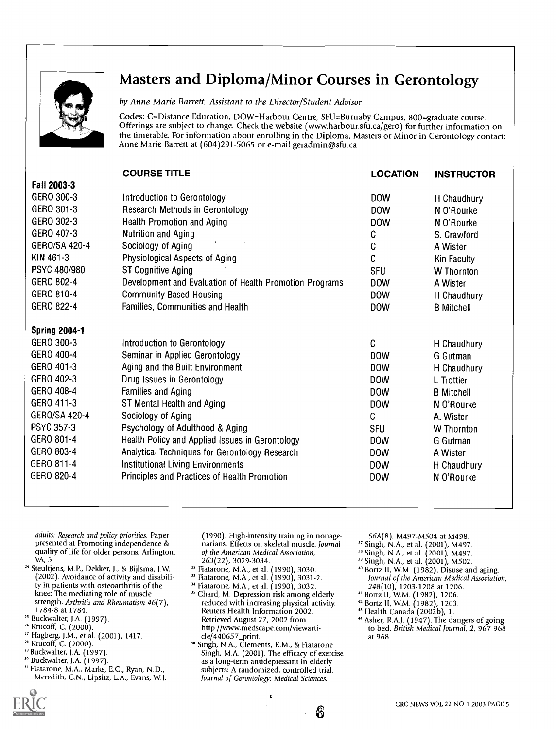## Masters and Diploma/Minor Courses in Gerontology

*by Anne Marie Barrett, Assistant to the Director/Student Advisor*

Codes: C=Distance Education, DOW=Harbour Centre, SFU=Burnaby Campus, 800=graduate course. Offerings are subject to change. Check the website (www.harbour.sfu.ca/gero) for further information on the timetable. For information about enrolling in the Diploma, Masters or Minor in Gerontology contact: Anne Marie Barrett at (604)291-5065 or e-mail geradmin@sfu.ca

| | COURSE TITLE | LOCATION | INSTRUCTOR |
|---|---|---|---|
| **Fall 2003-3** | | | |
| GERO 300-3 | Introduction to Gerontology | DOW | H Chaudhury |
| GERO 301-3 | Research Methods in Gerontology | DOW | N O'Rourke |
| GERO 302-3 | Health Promotion and Aging | DOW | N O'Rourke |
| GERO 407-3 | Nutrition and Aging | C | S. Crawford |
| GERO/SA 420-4 | Sociology of Aging | C | A Wister |
| KIN 461-3 | Physiological Aspects of Aging | C | Kin Faculty |
| PSYC 480/980 | ST Cognitive Aging | SFU | W Thornton |
| GERO 802-4 | Development and Evaluation of Health Promotion Programs | DOW | A Wister |
| GERO 810-4 | Community Based Housing | DOW | H Chaudhury |
| GERO 822-4 | Families, Communities and Health | DOW | B Mitchell |
| **Spring 2004-1** | | | |
| GERO 300-3 | Introduction to Gerontology | C | H Chaudhury |
| GERO 400-4 | Seminar in Applied Gerontology | DOW | G Gutman |
| GERO 401-3 | Aging and the Built Environment | DOW | H Chaudhury |
| GERO 402-3 | Drug Issues in Gerontology | DOW | L Trottier |
| GERO 408-4 | Families and Aging | DOW | B Mitchell |
| GERO 411-3 | ST Mental Health and Aging | DOW | N O'Rourke |
| GERO/SA 420-4 | Sociology of Aging | C | A. Wister |
| PSYC 357-3 | Psychology of Adulthood & Aging | SFU | W Thornton |
| GERO 801-4 | Health Policy and Applied Issues in Gerontology | DOW | G Gutman |
| GERO 803-4 | Analytical Techniques for Gerontology Research | DOW | A Wister |
| GERO 811-4 | Institutional Living Environments | DOW | H Chaudhury |
| GERO 820-4 | Principles and Practices of Health Promotion | DOW | N O'Rourke |

*adults: Research and policy priorities.* Paper presented at Promoting independence & quality of life for older persons, Arlington, VA, 5.

[24] Steultjens, M.P., Dekker, J., & Bijlsma, J.W. (2002). Avoidance of activity and disability in patients with osteoarthritis of the knee: The mediating role of muscle strength. *Arthritis and Rheumatism 46*(7), 1784-8 at 1784.

[25] Buckwalter, J.A. (1997).

[26] Krucoff, C. (2000).

[27] Hagberg, J.M., et al. (2001), 1417.

[28] Krucoff, C. (2000).

[29] Buckwalter, J.A. (1997).

[30] Buckwalter, J.A. (1997).

[31] Fiatarone, M.A., Marks, E.C., Ryan, N.D., Meredith, C.N., Lipsitz, L.A., Evans, W.J. (1990). High-intensity training in nonagenarians: Effects on skeletal muscle. *Journal of the American Medical Association, 263*(22), 3029-3034.

[32] Fiatarone, M.A., et al. (1990), 3030.

[33] Fiatarone, M.A., et al. (1990), 3031-2.

[34] Fiatarone, M.A., et al. (1990), 3032.

[35] Chard, M. Depression risk among elderly reduced with increasing physical activity. Reuters Health Information 2002. Retrieved August 27, 2002 from http://www.medscape.com/viewarticle/440657_print.

[36] Singh, N.A., Clements, K.M., & Fiatarone Singh, M.A. (2001). The efficacy of exercise as a long-term antidepressant in elderly subjects: A randomized, controlled trial. *Journal of Gerontology: Medical Sciences, 56A*(8), M497-M504 at M498.

[37] Singh, N.A., et al. (2001), M497.

[38] Singh, N.A., et al. (2001), M497.

[39] Singh, N.A., et al. (2001), M502.

[40] Bortz II, W.M. (1982). Disuse and aging. *Journal of the American Medical Association, 248*(10), 1203-1208 at 1206.

[41] Bortz II, W.M. (1982), 1206.

[42] Bortz II, W.M. (1982), 1203.

[43] Health Canada (2002b), 1.

[44] Asher, R.A.J. (1947). The dangers of going to bed. *British Medical Journal, 2*, 967-968 at 968.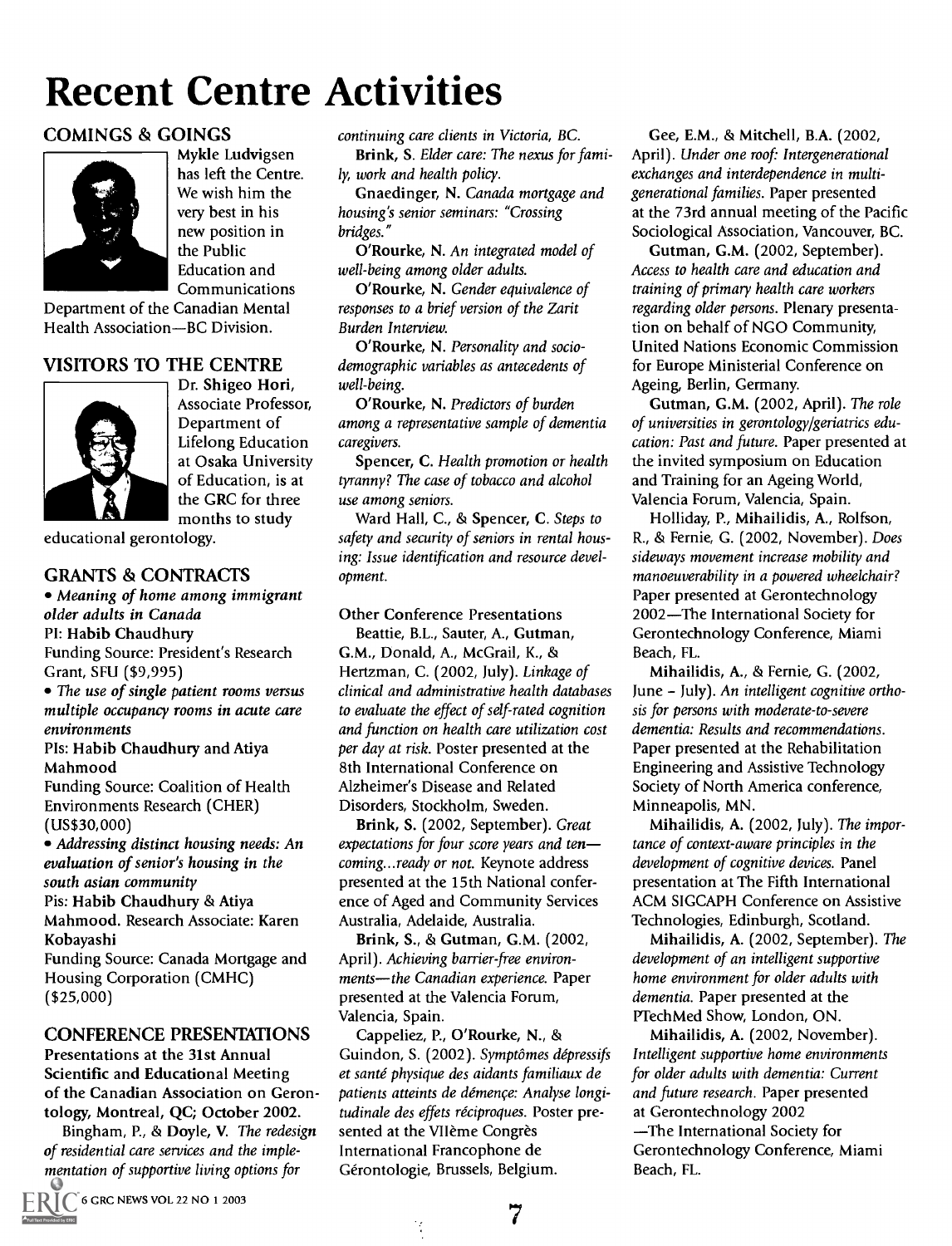# Recent Centre Activities

## COMINGS & GOINGS

**Mykle Ludvigsen** has left the Centre. We wish him the very best in his new position in the Public Education and Communications Department of the Canadian Mental Health Association—BC Division.

## VISITORS TO THE CENTRE

Dr. **Shigeo Hori**, Associate Professor, Department of Lifelong Education at Osaka University of Education, is at the GRC for three months to study educational gerontology.

## GRANTS & CONTRACTS

- *Meaning of home among immigrant older adults in Canada*
  PI: **Habib Chaudhury**
  Funding Source: President's Research Grant, SFU ($9,995)
- *The use of single patient rooms versus multiple occupancy rooms in acute care environments*
  PIs: **Habib Chaudhury** and **Atiya Mahmood**
  Funding Source: Coalition of Health Environments Research (CHER) (US$30,000)
- *Addressing distinct housing needs: An evaluation of senior's housing in the south asian community*
  Pis: **Habib Chaudhury** & **Atiya Mahmood**. Research Associate: **Karen Kobayashi**
  Funding Source: Canada Mortgage and Housing Corporation (CMHC) ($25,000)

## CONFERENCE PRESENTATIONS

**Presentations at the 31st Annual Scientific and Educational Meeting of the Canadian Association on Gerontology, Montreal, QC; October 2002.**

Bingham, P., & **Doyle, V.** *The redesign of residential care services and the implementation of supportive living options for continuing care clients in Victoria, BC.*

**Brink, S.** *Elder care: The nexus for family, work and health policy.*

**Gnaedinger, N.** *Canada mortgage and housing's senior seminars: "Crossing bridges."*

**O'Rourke, N.** *An integrated model of well-being among older adults.*

**O'Rourke, N.** *Gender equivalence of responses to a brief version of the Zarit Burden Interview.*

**O'Rourke, N.** *Personality and sociodemographic variables as antecedents of well-being.*

**O'Rourke, N.** *Predictors of burden among a representative sample of dementia caregivers.*

**Spencer, C.** *Health promotion or health tyranny? The case of tobacco and alcohol use among seniors.*

Ward Hall, C., & **Spencer, C.** *Steps to safety and security of seniors in rental housing: Issue identification and resource development.*

**Other Conference Presentations**

Beattie, B.L., Sauter, A., **Gutman, G.M.**, Donald, A., McGrail, K., & Hertzman, C. (2002, July). *Linkage of clinical and administrative health databases to evaluate the effect of self-rated cognition and function on health care utilization cost per day at risk.* Poster presented at the 8th International Conference on Alzheimer's Disease and Related Disorders, Stockholm, Sweden.

**Brink, S.** (2002, September). *Great expectations for four score years and ten—coming...ready or not.* Keynote address presented at the 15th National conference of Aged and Community Services Australia, Adelaide, Australia.

**Brink, S.**, & **Gutman, G.M.** (2002, April). *Achieving barrier-free environments—the Canadian experience.* Paper presented at the Valencia Forum, Valencia, Spain.

Cappeliez, P., **O'Rourke, N.**, & Guindon, S. (2002). *Symptômes dépressifs et santé physique des aidants familiaux de patients atteints de démençe: Analyse longitudinale des effets réciproques.* Poster presented at the VIIème Congrès International Francophone de Gérontologie, Brussels, Belgium.

**Gee, E.M.**, & **Mitchell, B.A.** (2002, April). *Under one roof: Intergenerational exchanges and interdependence in multigenerational families.* Paper presented at the 73rd annual meeting of the Pacific Sociological Association, Vancouver, BC.

**Gutman, G.M.** (2002, September). *Access to health care and education and training of primary health care workers regarding older persons.* Plenary presentation on behalf of NGO Community, United Nations Economic Commission for Europe Ministerial Conference on Ageing, Berlin, Germany.

**Gutman, G.M.** (2002, April). *The role of universities in gerontology/geriatrics education: Past and future.* Paper presented at the invited symposium on Education and Training for an Ageing World, Valencia Forum, Valencia, Spain.

Holliday, P., **Mihailidis, A.**, Rolfson, R., & Fernie, G. (2002, November). *Does sideways movement increase mobility and manoeuverability in a powered wheelchair?* Paper presented at Gerontechnology 2002—The International Society for Gerontechnology Conference, Miami Beach, FL.

**Mihailidis, A.**, & Fernie, G. (2002, June – July). *An intelligent cognitive orthosis for persons with moderate-to-severe dementia: Results and recommendations.* Paper presented at the Rehabilitation Engineering and Assistive Technology Society of North America conference, Minneapolis, MN.

**Mihailidis, A.** (2002, July). *The importance of context-aware principles in the development of cognitive devices.* Panel presentation at The Fifth International ACM SIGCAPH Conference on Assistive Technologies, Edinburgh, Scotland.

**Mihailidis, A.** (2002, September). *The development of an intelligent supportive home environment for older adults with dementia.* Paper presented at the PTechMed Show, London, ON.

**Mihailidis, A.** (2002, November). *Intelligent supportive home environments for older adults with dementia: Current and future research.* Paper presented at Gerontechnology 2002—The International Society for Gerontechnology Conference, Miami Beach, FL.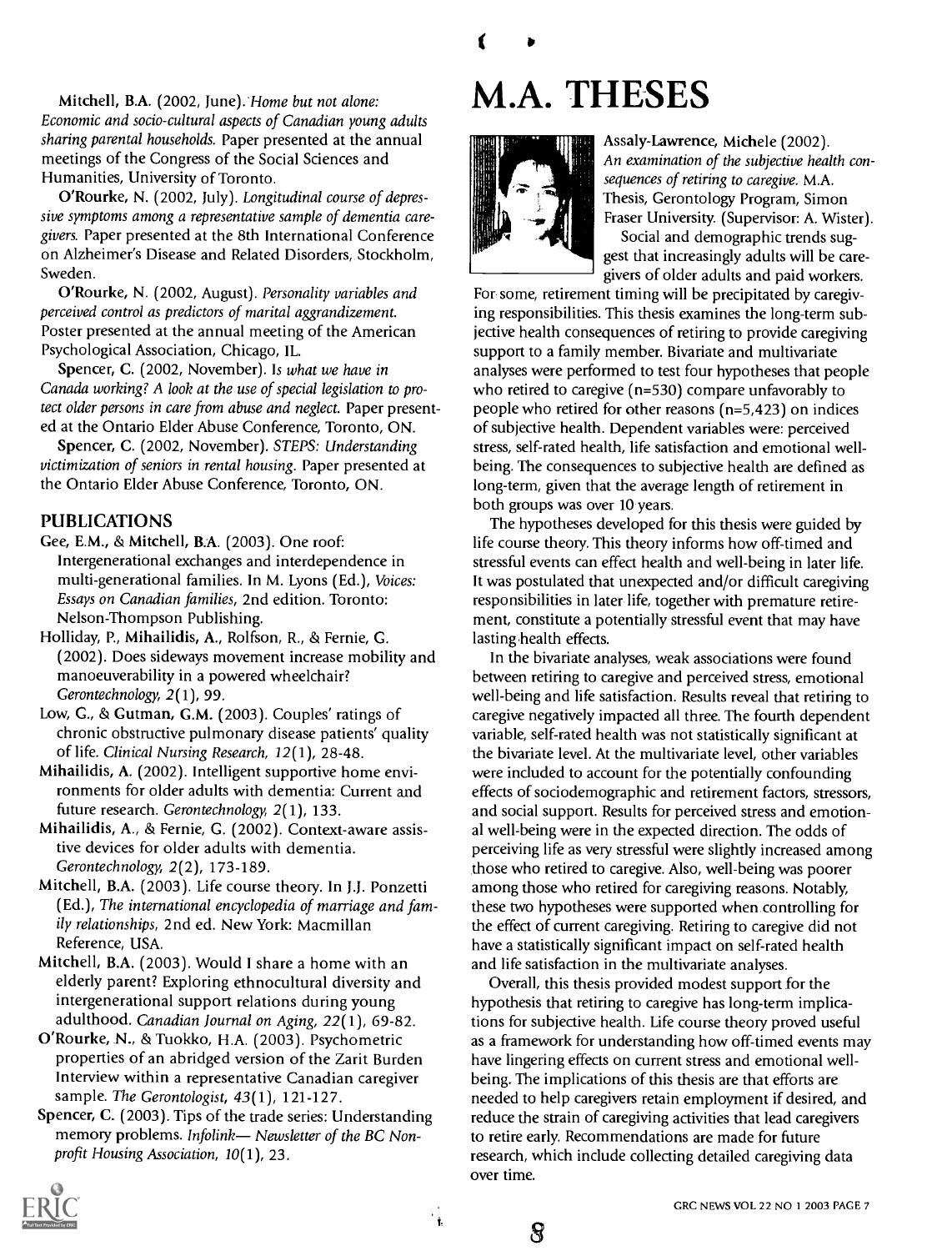Mitchell, B.A. (2002, June). *Home but not alone: Economic and socio-cultural aspects of Canadian young adults sharing parental households.* Paper presented at the annual meetings of the Congress of the Social Sciences and Humanities, University of Toronto.

**O'Rourke**, N. (2002, July). *Longitudinal course of depressive symptoms among a representative sample of dementia caregivers.* Paper presented at the 8th International Conference on Alzheimer's Disease and Related Disorders, Stockholm, Sweden.

**O'Rourke**, N. (2002, August). *Personality variables and perceived control as predictors of marital aggrandizement.* Poster presented at the annual meeting of the American Psychological Association, Chicago, IL.

**Spencer**, C. (2002, November). *Is what we have in Canada working? A look at the use of special legislation to protect older persons in care from abuse and neglect.* Paper presented at the Ontario Elder Abuse Conference, Toronto, ON.

**Spencer**, C. (2002, November). *STEPS: Understanding victimization of seniors in rental housing.* Paper presented at the Ontario Elder Abuse Conference, Toronto, ON.

## PUBLICATIONS

Gee, E.M., & **Mitchell**, B.A. (2003). One roof: Intergenerational exchanges and interdependence in multi-generational families. In M. Lyons (Ed.), *Voices: Essays on Canadian families*, 2nd edition. Toronto: Nelson-Thompson Publishing.

Holliday, P., **Mihailidis**, A., Rolfson, R., & Fernie, G. (2002). Does sideways movement increase mobility and manoeuverability in a powered wheelchair? *Gerontechnology*, *2*(1), 99.

Low, G., & **Gutman**, G.M. (2003). Couples' ratings of chronic obstructive pulmonary disease patients' quality of life. *Clinical Nursing Research*, *12*(1), 28-48.

**Mihailidis**, A. (2002). Intelligent supportive home environments for older adults with dementia: Current and future research. *Gerontechnology*, *2*(1), 133.

**Mihailidis**, A., & Fernie, G. (2002). Context-aware assistive devices for older adults with dementia. *Gerontechnology*, *2*(2), 173-189.

**Mitchell**, B.A. (2003). Life course theory. In J.J. Ponzetti (Ed.), *The international encyclopedia of marriage and family relationships*, 2nd ed. New York: Macmillan Reference, USA.

**Mitchell**, B.A. (2003). Would I share a home with an elderly parent? Exploring ethnocultural diversity and intergenerational support relations during young adulthood. *Canadian Journal on Aging*, *22*(1), 69-82.

**O'Rourke**, N., & Tuokko, H.A. (2003). Psychometric properties of an abridged version of the Zarit Burden Interview within a representative Canadian caregiver sample. *The Gerontologist*, *43*(1), 121-127.

**Spencer**, C. (2003). Tips of the trade series: Understanding memory problems. *Infolink— Newsletter of the BC Non-profit Housing Association*, *10*(1), 23.

# M.A. THESES

**Assaly-Lawrence**, Michele (2002). *An examination of the subjective health consequences of retiring to caregive.* M.A. Thesis, Gerontology Program, Simon Fraser University. (Supervisor: A. Wister).

Social and demographic trends suggest that increasingly adults will be caregivers of older adults and paid workers. For some, retirement timing will be precipitated by caregiving responsibilities. This thesis examines the long-term subjective health consequences of retiring to provide caregiving support to a family member. Bivariate and multivariate analyses were performed to test four hypotheses that people who retired to caregive (n=530) compare unfavorably to people who retired for other reasons (n=5,423) on indices of subjective health. Dependent variables were: perceived stress, self-rated health, life satisfaction and emotional well-being. The consequences to subjective health are defined as long-term, given that the average length of retirement in both groups was over 10 years.

The hypotheses developed for this thesis were guided by life course theory. This theory informs how off-timed and stressful events can effect health and well-being in later life. It was postulated that unexpected and/or difficult caregiving responsibilities in later life, together with premature retirement, constitute a potentially stressful event that may have lasting health effects.

In the bivariate analyses, weak associations were found between retiring to caregive and perceived stress, emotional well-being and life satisfaction. Results reveal that retiring to caregive negatively impacted all three. The fourth dependent variable, self-rated health was not statistically significant at the bivariate level. At the multivariate level, other variables were included to account for the potentially confounding effects of sociodemographic and retirement factors, stressors, and social support. Results for perceived stress and emotional well-being were in the expected direction. The odds of perceiving life as very stressful were slightly increased among those who retired to caregive. Also, well-being was poorer among those who retired for caregiving reasons. Notably, these two hypotheses were supported when controlling for the effect of current caregiving. Retiring to caregive did not have a statistically significant impact on self-rated health and life satisfaction in the multivariate analyses.

Overall, this thesis provided modest support for the hypothesis that retiring to caregive has long-term implications for subjective health. Life course theory proved useful as a framework for understanding how off-timed events may have lingering effects on current stress and emotional well-being. The implications of this thesis are that efforts are needed to help caregivers retain employment if desired, and reduce the strain of caregiving activities that lead caregivers to retire early. Recommendations are made for future research, which include collecting detailed caregiving data over time.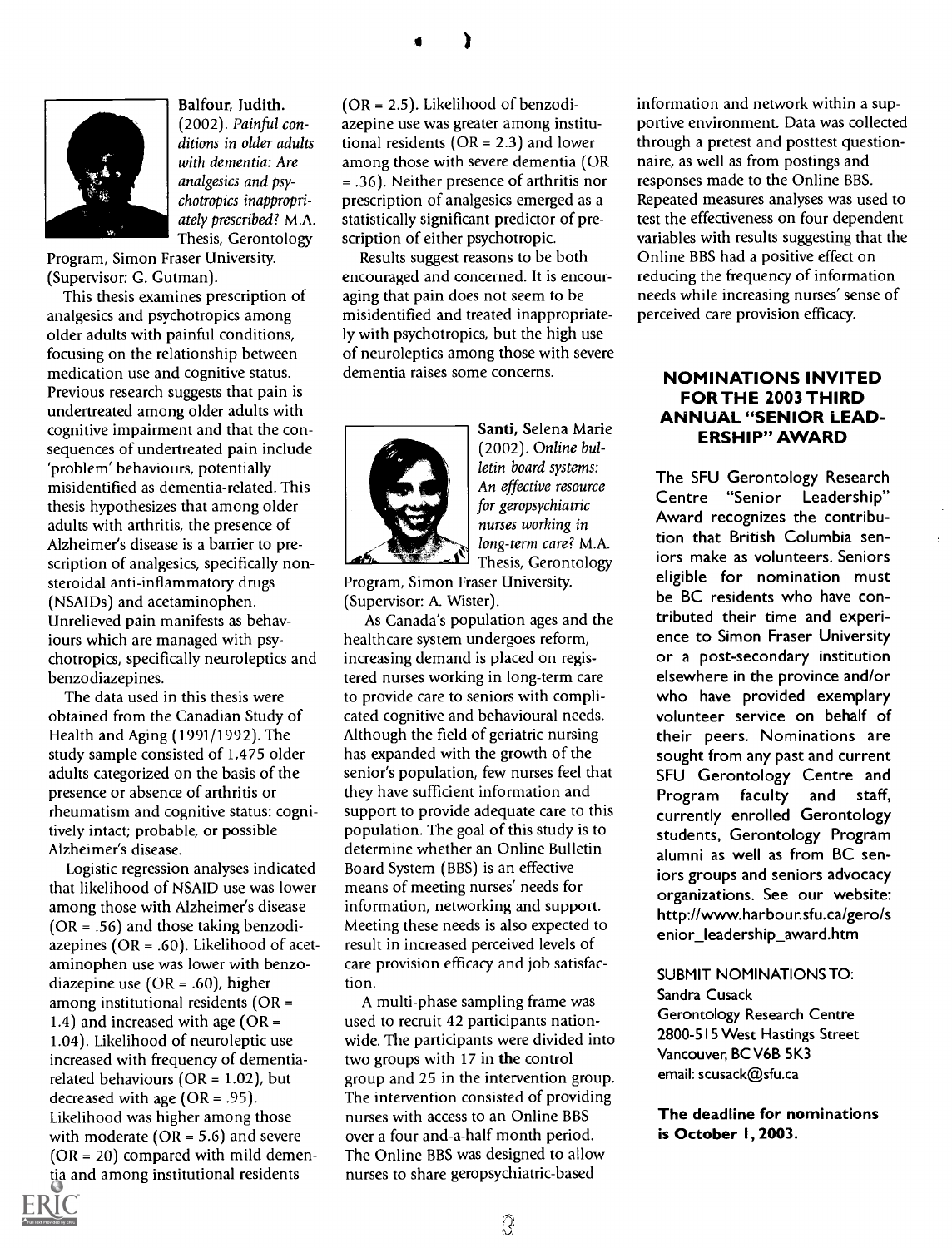**Balfour, Judith.** (2002). *Painful conditions in older adults with dementia: Are analgesics and psychotropics inappropriately prescribed?* M.A. Thesis, Gerontology Program, Simon Fraser University. (Supervisor: G. Gutman).

This thesis examines prescription of analgesics and psychotropics among older adults with painful conditions, focusing on the relationship between medication use and cognitive status. Previous research suggests that pain is undertreated among older adults with cognitive impairment and that the consequences of undertreated pain include 'problem' behaviours, potentially misidentified as dementia-related. This thesis hypothesizes that among older adults with arthritis, the presence of Alzheimer's disease is a barrier to prescription of analgesics, specifically non-steroidal anti-inflammatory drugs (NSAIDs) and acetaminophen. Unrelieved pain manifests as behaviours which are managed with psychotropics, specifically neuroleptics and benzodiazepines.

The data used in this thesis were obtained from the Canadian Study of Health and Aging (1991/1992). The study sample consisted of 1,475 older adults categorized on the basis of the presence or absence of arthritis or rheumatism and cognitive status: cognitively intact; probable, or possible Alzheimer's disease.

Logistic regression analyses indicated that likelihood of NSAID use was lower among those with Alzheimer's disease (OR = .56) and those taking benzodiazepines (OR = .60). Likelihood of acetaminophen use was lower with benzodiazepine use (OR = .60), higher among institutional residents (OR = 1.4) and increased with age (OR = 1.04). Likelihood of neuroleptic use increased with frequency of dementia-related behaviours (OR = 1.02), but decreased with age (OR = .95). Likelihood was higher among those with moderate (OR = 5.6) and severe (OR = 20) compared with mild dementia and among institutional residents (OR = 2.5). Likelihood of benzodiazepine use was greater among institutional residents (OR = 2.3) and lower among those with severe dementia (OR = .36). Neither presence of arthritis nor prescription of analgesics emerged as a statistically significant predictor of prescription of either psychotropic.

Results suggest reasons to be both encouraged and concerned. It is encouraging that pain does not seem to be misidentified and treated inappropriately with psychotropics, but the high use of neuroleptics among those with severe dementia raises some concerns.

**Santi, Selena Marie** (2002). *Online bulletin board systems: An effective resource for geropsychiatric nurses working in long-term care?* M.A. Thesis, Gerontology Program, Simon Fraser University. (Supervisor: A. Wister).

As Canada's population ages and the healthcare system undergoes reform, increasing demand is placed on registered nurses working in long-term care to provide care to seniors with complicated cognitive and behavioural needs. Although the field of geriatric nursing has expanded with the growth of the senior's population, few nurses feel that they have sufficient information and support to provide adequate care to this population. The goal of this study is to determine whether an Online Bulletin Board System (BBS) is an effective means of meeting nurses' needs for information, networking and support. Meeting these needs is also expected to result in increased perceived levels of care provision efficacy and job satisfaction.

A multi-phase sampling frame was used to recruit 42 participants nationwide. The participants were divided into two groups with 17 in the control group and 25 in the intervention group. The intervention consisted of providing nurses with access to an Online BBS over a four and-a-half month period. The Online BBS was designed to allow nurses to share geropsychiatric-based information and network within a supportive environment. Data was collected through a pretest and posttest questionnaire, as well as from postings and responses made to the Online BBS. Repeated measures analyses was used to test the effectiveness on four dependent variables with results suggesting that the Online BBS had a positive effect on reducing the frequency of information needs while increasing nurses' sense of perceived care provision efficacy.

## NOMINATIONS INVITED FOR THE 2003 THIRD ANNUAL "SENIOR LEADERSHIP" AWARD

The SFU Gerontology Research Centre "Senior Leadership" Award recognizes the contribution that British Columbia seniors make as volunteers. Seniors eligible for nomination must be BC residents who have contributed their time and experience to Simon Fraser University or a post-secondary institution elsewhere in the province and/or who have provided exemplary volunteer service on behalf of their peers. Nominations are sought from any past and current SFU Gerontology Centre and Program faculty and staff, currently enrolled Gerontology students, Gerontology Program alumni as well as from BC seniors groups and seniors advocacy organizations. See our website: http://www.harbour.sfu.ca/gero/senior_leadership_award.htm

SUBMIT NOMINATIONS TO:
Sandra Cusack
Gerontology Research Centre
2800-515 West Hastings Street
Vancouver, BC V6B 5K3
email: scusack@sfu.ca

**The deadline for nominations is October 1, 2003.**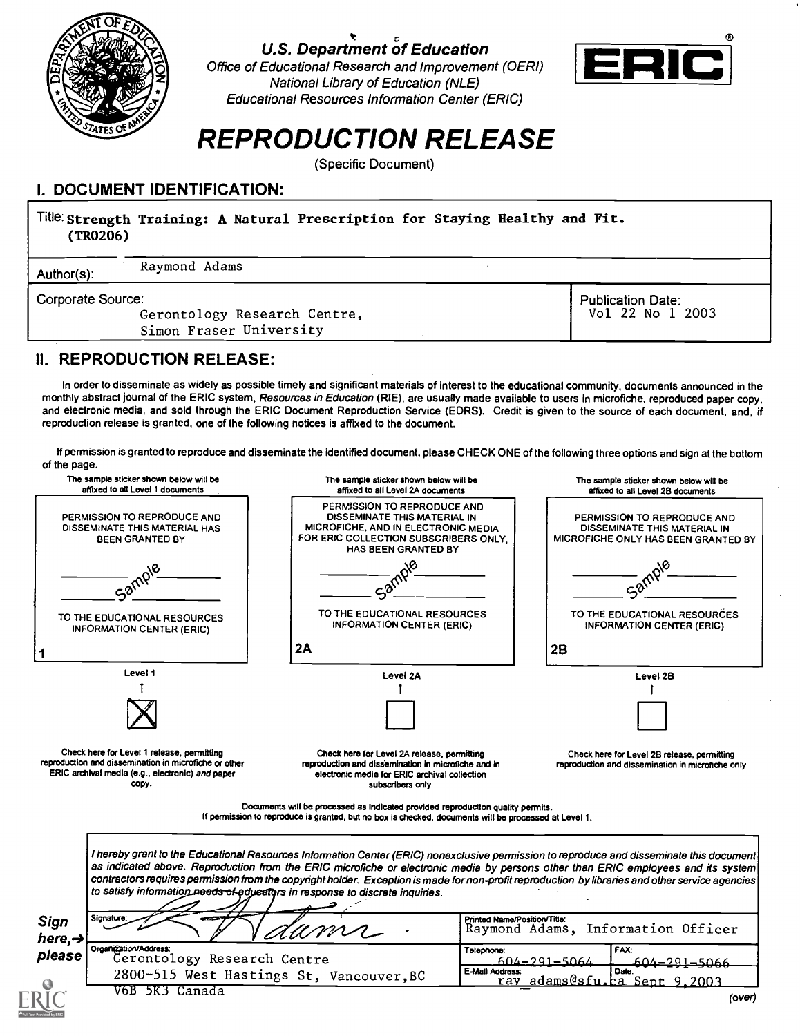U.S. Department of Education
Office of Educational Research and Improvement (OERI)
National Library of Education (NLE)
Educational Resources Information Center (ERIC)

# REPRODUCTION RELEASE

(Specific Document)

## I. DOCUMENT IDENTIFICATION:

| | |
|---|---|
| Title: Strength Training: A Natural Prescription for Staying Healthy and Fit. (TR0206) | |
| Author(s): Raymond Adams | |
| Corporate Source: Gerontology Research Centre, Simon Fraser University | Publication Date: Vol 22 No 1 2003 |

## II. REPRODUCTION RELEASE:

In order to disseminate as widely as possible timely and significant materials of interest to the educational community, documents announced in the monthly abstract journal of the ERIC system, *Resources in Education* (RIE), are usually made available to users in microfiche, reproduced paper copy, and electronic media, and sold through the ERIC Document Reproduction Service (EDRS). Credit is given to the source of each document, and, if reproduction release is granted, one of the following notices is affixed to the document.

If permission is granted to reproduce and disseminate the identified document, please CHECK ONE of the following three options and sign at the bottom of the page.

| The sample sticker shown below will be affixed to all Level 1 documents | The sample sticker shown below will be affixed to all Level 2A documents | The sample sticker shown below will be affixed to all Level 2B documents |
|---|---|---|
| PERMISSION TO REPRODUCE AND DISSEMINATE THIS MATERIAL HAS BEEN GRANTED BY — Sample — TO THE EDUCATIONAL RESOURCES INFORMATION CENTER (ERIC) | PERMISSION TO REPRODUCE AND DISSEMINATE THIS MATERIAL IN MICROFICHE, AND IN ELECTRONIC MEDIA FOR ERIC COLLECTION SUBSCRIBERS ONLY, HAS BEEN GRANTED BY — Sample — TO THE EDUCATIONAL RESOURCES INFORMATION CENTER (ERIC) | PERMISSION TO REPRODUCE AND DISSEMINATE THIS MATERIAL IN MICROFICHE ONLY HAS BEEN GRANTED BY — Sample — TO THE EDUCATIONAL RESOURCES INFORMATION CENTER (ERIC) |
| 1 | 2A | 2B |
| Level 1 | Level 2A | Level 2B |
| [X] | [ ] | [ ] |
| Check here for Level 1 release, permitting reproduction and dissemination in microfiche or other ERIC archival media (e.g., electronic) *and* paper copy. | Check here for Level 2A release, permitting reproduction and dissemination in microfiche and in electronic media for ERIC archival collection subscribers only | Check here for Level 2B release, permitting reproduction and dissemination in microfiche only |

Documents will be processed as indicated provided reproduction quality permits.
If permission to reproduce is granted, but no box is checked, documents will be processed at Level 1.

*I hereby grant to the Educational Resources Information Center (ERIC) nonexclusive permission to reproduce and disseminate this document as indicated above. Reproduction from the ERIC microfiche or electronic media by persons other than ERIC employees and its system contractors requires permission from the copyright holder. Exception is made for non-profit reproduction by libraries and other service agencies to satisfy information needs of educators in response to discrete inquiries.*

**Sign here, → please**

| | | |
|---|---|---|
| Signature: [signature] | Printed Name/Position/Title: Raymond Adams, Information Officer | |
| Organization/Address: Gerontology Research Centre, 2800-515 West Hastings St, Vancouver, BC V6B 5K3 Canada | Telephone: 604-291-5064 | FAX: 604-291-5066 |
| | E-Mail Address: ray_adams@sfu.ca | Date: Sept 9, 2003 |

(over)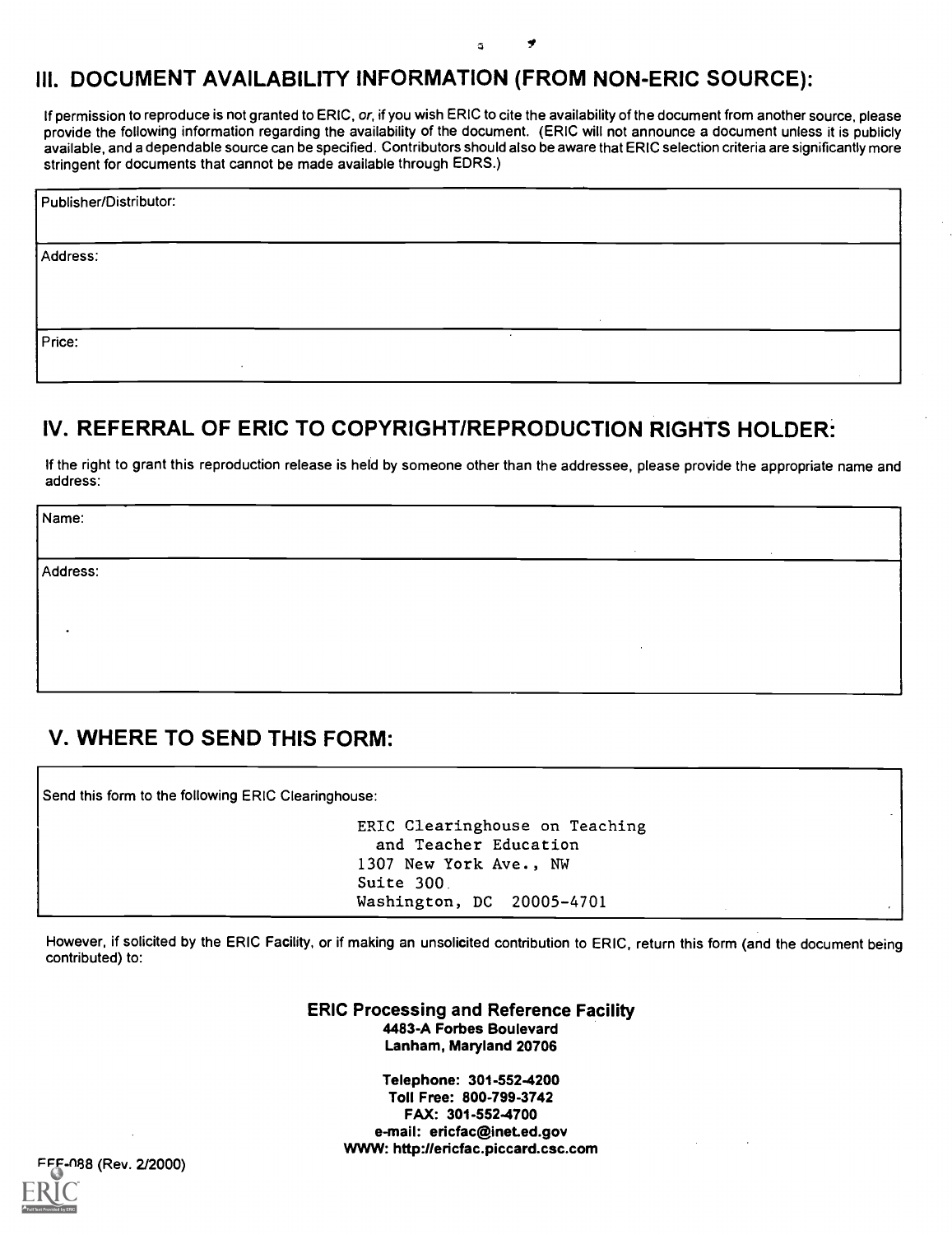## III. DOCUMENT AVAILABILITY INFORMATION (FROM NON-ERIC SOURCE):

If permission to reproduce is not granted to ERIC, *or*, if you wish ERIC to cite the availability of the document from another source, please provide the following information regarding the availability of the document. (ERIC will not announce a document unless it is publicly available, and a dependable source can be specified. Contributors should also be aware that ERIC selection criteria are significantly more stringent for documents that cannot be made available through EDRS.)

| |
|---|
| Publisher/Distributor: |
| Address: |
| Price: |

## IV. REFERRAL OF ERIC TO COPYRIGHT/REPRODUCTION RIGHTS HOLDER:

If the right to grant this reproduction release is held by someone other than the addressee, please provide the appropriate name and address:

| |
|---|
| Name: |
| Address: |

## V. WHERE TO SEND THIS FORM:

Send this form to the following ERIC Clearinghouse:

ERIC Clearinghouse on Teaching
and Teacher Education
1307 New York Ave., NW
Suite 300
Washington, DC 20005-4701

However, if solicited by the ERIC Facility, or if making an unsolicited contribution to ERIC, return this form (and the document being contributed) to:

**ERIC Processing and Reference Facility**
**4483-A Forbes Boulevard**
**Lanham, Maryland 20706**

**Telephone: 301-552-4200**
**Toll Free: 800-799-3742**
**FAX: 301-552-4700**
**e-mail: ericfac@inet.ed.gov**
**WWW: http://ericfac.piccard.csc.com**

EFF-088 (Rev. 2/2000)